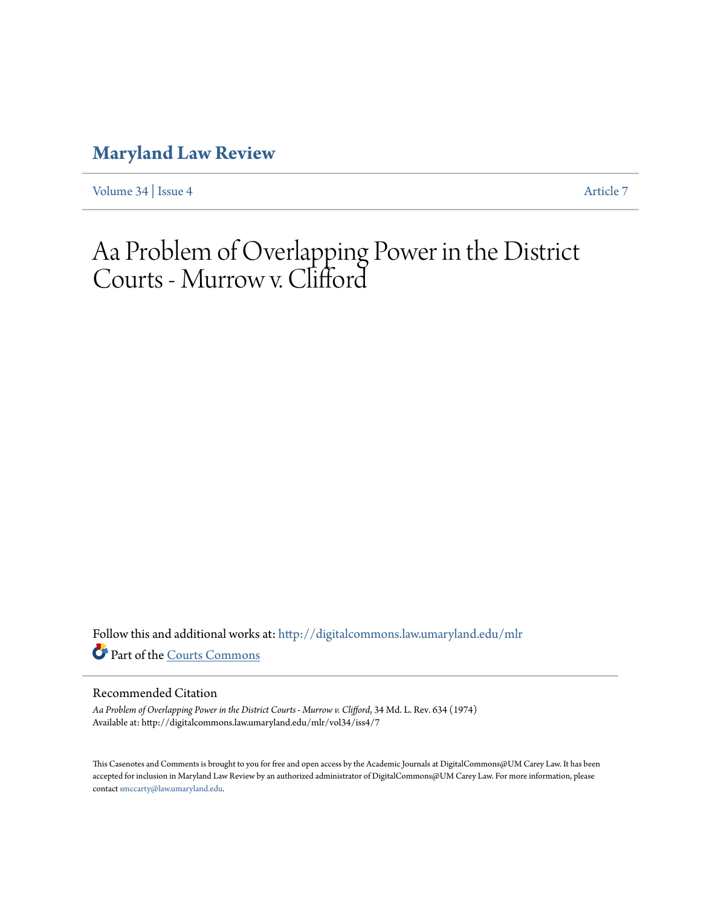# Maryland Law Review

Volume 34 | Issue 4 Article 7

# Aa Problem of Overlapping Power in the District Courts - Murrow v. Clifford

Follow this and additional works at: http://digitalcommons.law.umaryland.edu/mlr

Part of the Courts Commons

## Recommended Citation

*Aa Problem of Overlapping Power in the District Courts - Murrow v. Clifford*, 34 Md. L. Rev. 634 (1974)
Available at: http://digitalcommons.law.umaryland.edu/mlr/vol34/iss4/7

This Casenotes and Comments is brought to you for free and open access by the Academic Journals at DigitalCommons@UM Carey Law. It has been accepted for inclusion in Maryland Law Review by an authorized administrator of DigitalCommons@UM Carey Law. For more information, please contact smccarty@law.umaryland.edu.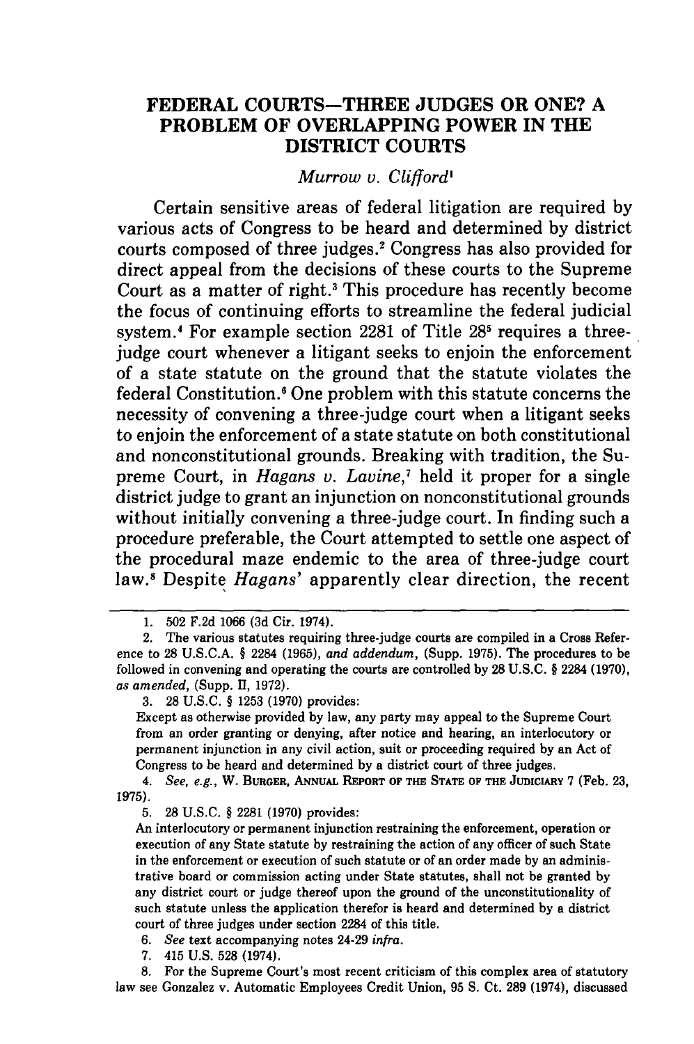# FEDERAL COURTS—THREE JUDGES OR ONE? A PROBLEM OF OVERLAPPING POWER IN THE DISTRICT COURTS

*Murrow v. Clifford*[1]

Certain sensitive areas of federal litigation are required by various acts of Congress to be heard and determined by district courts composed of three judges.[2] Congress has also provided for direct appeal from the decisions of these courts to the Supreme Court as a matter of right.[3] This procedure has recently become the focus of continuing efforts to streamline the federal judicial system.[4] For example section 2281 of Title 28[5] requires a three-judge court whenever a litigant seeks to enjoin the enforcement of a state statute on the ground that the statute violates the federal Constitution.[6] One problem with this statute concerns the necessity of convening a three-judge court when a litigant seeks to enjoin the enforcement of a state statute on both constitutional and nonconstitutional grounds. Breaking with tradition, the Supreme Court, in *Hagans v. Lavine*,[7] held it proper for a single district judge to grant an injunction on nonconstitutional grounds without initially convening a three-judge court. In finding such a procedure preferable, the Court attempted to settle one aspect of the procedural maze endemic to the area of three-judge court law.[8] Despite *Hagans'* apparently clear direction, the recent

---

1. 502 F.2d 1066 (3d Cir. 1974).

2. The various statutes requiring three-judge courts are compiled in a Cross Reference to 28 U.S.C.A. § 2284 (1965), *and addendum*, (Supp. 1975). The procedures to be followed in convening and operating the courts are controlled by 28 U.S.C. § 2284 (1970), *as amended*, (Supp. II, 1972).

3. 28 U.S.C. § 1253 (1970) provides:

Except as otherwise provided by law, any party may appeal to the Supreme Court from an order granting or denying, after notice and hearing, an interlocutory or permanent injunction in any civil action, suit or proceeding required by an Act of Congress to be heard and determined by a district court of three judges.

4. *See, e.g.*, W. BURGER, ANNUAL REPORT OF THE STATE OF THE JUDICIARY 7 (Feb. 23, 1975).

5. 28 U.S.C. § 2281 (1970) provides:

An interlocutory or permanent injunction restraining the enforcement, operation or execution of any State statute by restraining the action of any officer of such State in the enforcement or execution of such statute or of an order made by an administrative board or commission acting under State statutes, shall not be granted by any district court or judge thereof upon the ground of the unconstitutionality of such statute unless the application therefor is heard and determined by a district court of three judges under section 2284 of this title.

6. *See* text accompanying notes 24-29 *infra*.

7. 415 U.S. 528 (1974).

8. For the Supreme Court's most recent criticism of this complex area of statutory law see Gonzalez v. Automatic Employees Credit Union, 95 S. Ct. 289 (1974), discussed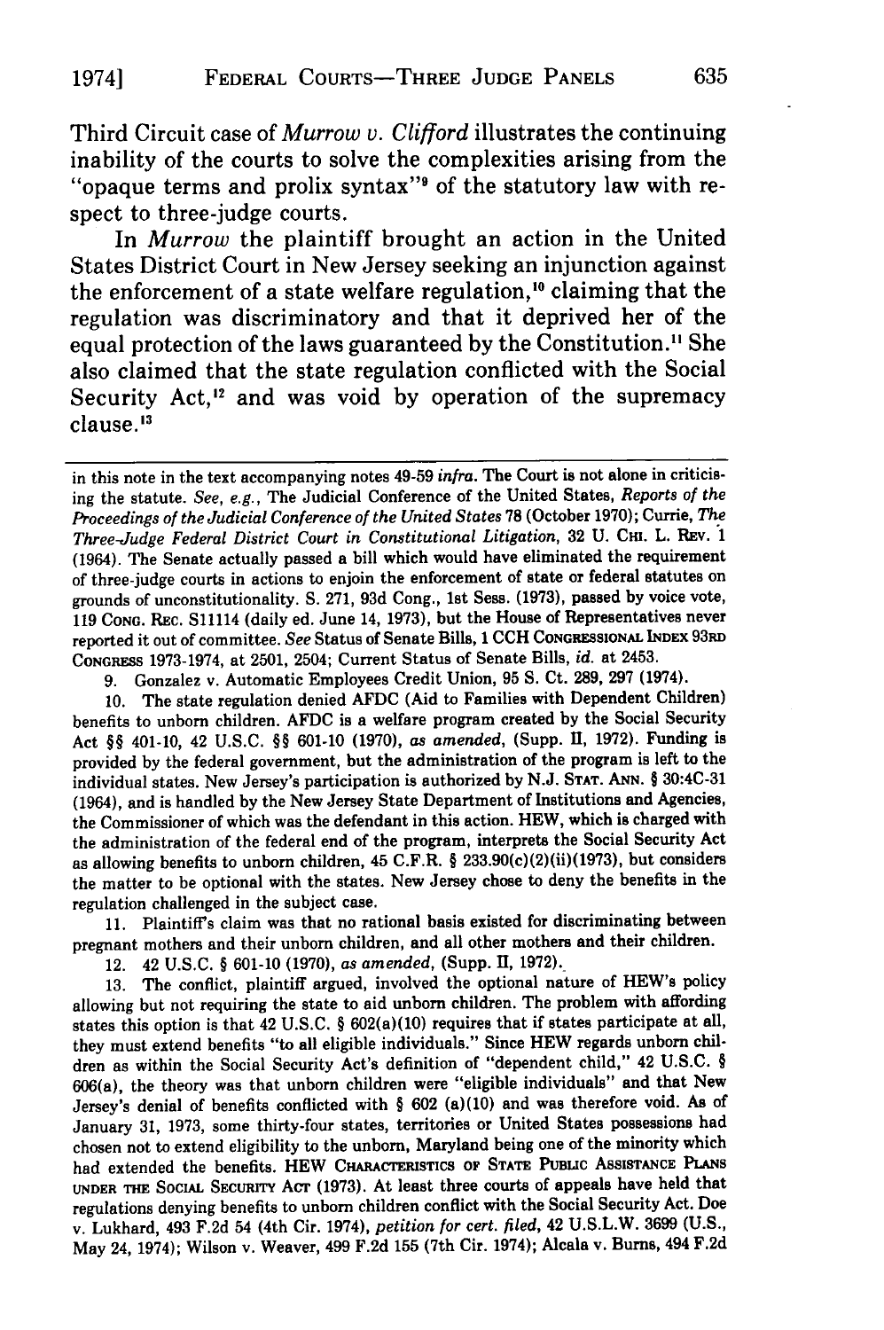Third Circuit case of *Murrow v. Clifford* illustrates the continuing inability of the courts to solve the complexities arising from the "opaque terms and prolix syntax"[9] of the statutory law with respect to three-judge courts.

In *Murrow* the plaintiff brought an action in the United States District Court in New Jersey seeking an injunction against the enforcement of a state welfare regulation,[10] claiming that the regulation was discriminatory and that it deprived her of the equal protection of the laws guaranteed by the Constitution.[11] She also claimed that the state regulation conflicted with the Social Security Act,[12] and was void by operation of the supremacy clause.[13]

---

in this note in the text accompanying notes 49-59 *infra*. The Court is not alone in criticising the statute. *See, e.g.*, The Judicial Conference of the United States, *Reports of the Proceedings of the Judicial Conference of the United States* 78 (October 1970); Currie, *The Three-Judge Federal District Court in Constitutional Litigation*, 32 U. CHI. L. REV. 1 (1964). The Senate actually passed a bill which would have eliminated the requirement of three-judge courts in actions to enjoin the enforcement of state or federal statutes on grounds of unconstitutionality. S. 271, 93d Cong., 1st Sess. (1973), passed by voice vote, 119 CONG. REC. S11114 (daily ed. June 14, 1973), but the House of Representatives never reported it out of committee. *See* Status of Senate Bills, 1 CCH CONGRESSIONAL INDEX 93RD CONGRESS 1973-1974, at 2501, 2504; Current Status of Senate Bills, *id.* at 2453.

9. Gonzalez v. Automatic Employees Credit Union, 95 S. Ct. 289, 297 (1974).

10. The state regulation denied AFDC (Aid to Families with Dependent Children) benefits to unborn children. AFDC is a welfare program created by the Social Security Act §§ 401-10, 42 U.S.C. §§ 601-10 (1970), *as amended*, (Supp. II, 1972). Funding is provided by the federal government, but the administration of the program is left to the individual states. New Jersey's participation is authorized by N.J. STAT. ANN. § 30:4C-31 (1964), and is handled by the New Jersey State Department of Institutions and Agencies, the Commissioner of which was the defendant in this action. HEW, which is charged with the administration of the federal end of the program, interprets the Social Security Act as allowing benefits to unborn children, 45 C.F.R. § 233.90(c)(2)(ii)(1973), but considers the matter to be optional with the states. New Jersey chose to deny the benefits in the regulation challenged in the subject case.

11. Plaintiff's claim was that no rational basis existed for discriminating between pregnant mothers and their unborn children, and all other mothers and their children.

12. 42 U.S.C. § 601-10 (1970), *as amended*, (Supp. II, 1972).

13. The conflict, plaintiff argued, involved the optional nature of HEW's policy allowing but not requiring the state to aid unborn children. The problem with affording states this option is that 42 U.S.C. § 602(a)(10) requires that if states participate at all, they must extend benefits "to all eligible individuals." Since HEW regards unborn children as within the Social Security Act's definition of "dependent child," 42 U.S.C. § 606(a), the theory was that unborn children were "eligible individuals" and that New Jersey's denial of benefits conflicted with § 602 (a)(10) and was therefore void. As of January 31, 1973, some thirty-four states, territories or United States possessions had chosen not to extend eligibility to the unborn, Maryland being one of the minority which had extended the benefits. HEW CHARACTERISTICS OF STATE PUBLIC ASSISTANCE PLANS UNDER THE SOCIAL SECURITY ACT (1973). At least three courts of appeals have held that regulations denying benefits to unborn children conflict with the Social Security Act. Doe v. Lukhard, 493 F.2d 54 (4th Cir. 1974), *petition for cert. filed*, 42 U.S.L.W. 3699 (U.S., May 24, 1974); Wilson v. Weaver, 499 F.2d 155 (7th Cir. 1974); Alcala v. Burns, 494 F.2d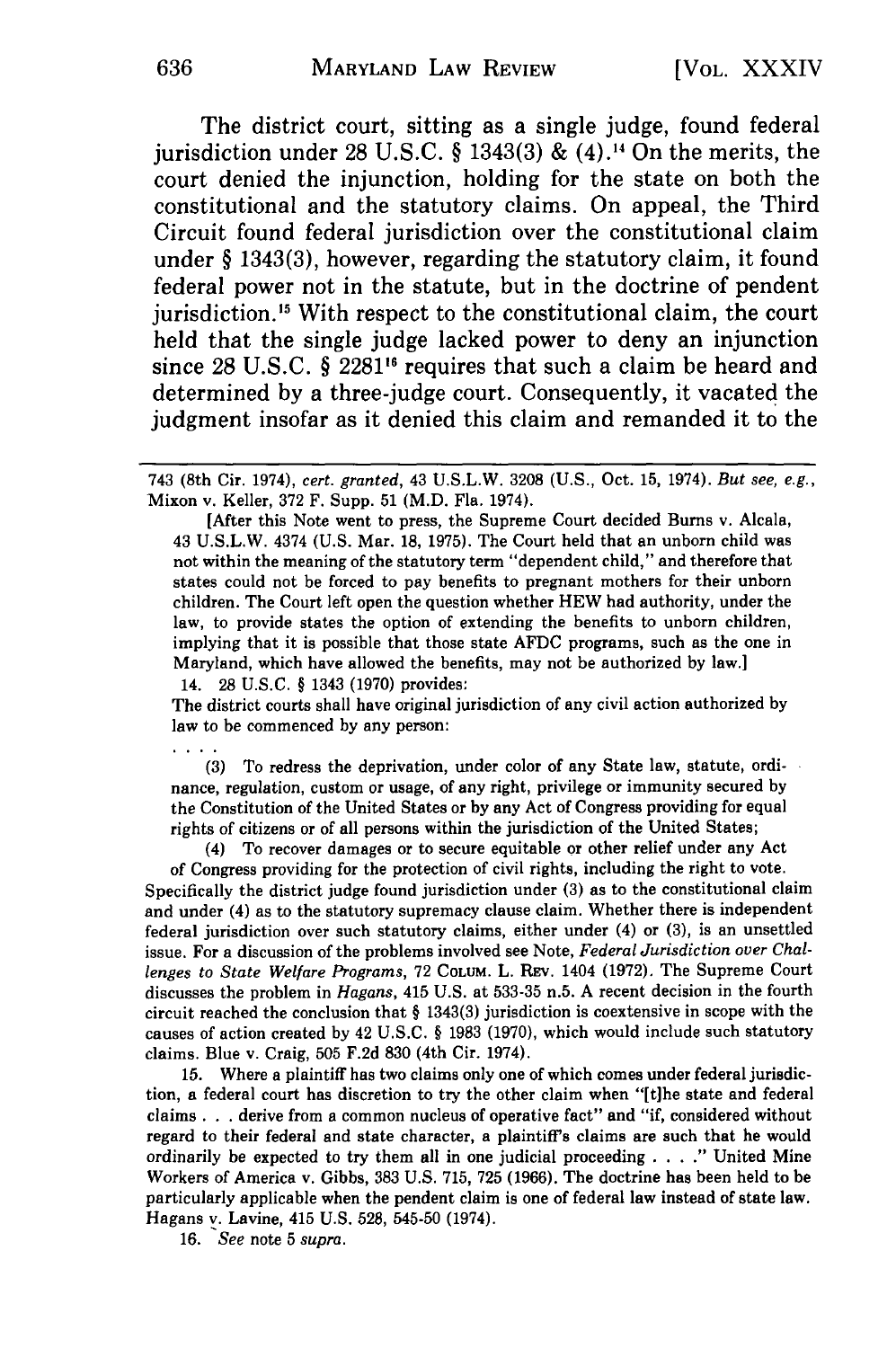The district court, sitting as a single judge, found federal jurisdiction under 28 U.S.C. § 1343(3) & (4).[14] On the merits, the court denied the injunction, holding for the state on both the constitutional and the statutory claims. On appeal, the Third Circuit found federal jurisdiction over the constitutional claim under § 1343(3), however, regarding the statutory claim, it found federal power not in the statute, but in the doctrine of pendent jurisdiction.[15] With respect to the constitutional claim, the court held that the single judge lacked power to deny an injunction since 28 U.S.C. § 2281[16] requires that such a claim be heard and determined by a three-judge court. Consequently, it vacated the judgment insofar as it denied this claim and remanded it to the

---

743 (8th Cir. 1974), *cert. granted*, 43 U.S.L.W. 3208 (U.S., Oct. 15, 1974). *But see, e.g.*, Mixon v. Keller, 372 F. Supp. 51 (M.D. Fla. 1974).

[After this Note went to press, the Supreme Court decided Burns v. Alcala, 43 U.S.L.W. 4374 (U.S. Mar. 18, 1975). The Court held that an unborn child was not within the meaning of the statutory term "dependent child," and therefore that states could not be forced to pay benefits to pregnant mothers for their unborn children. The Court left open the question whether HEW had authority, under the law, to provide states the option of extending the benefits to unborn children, implying that it is possible that those state AFDC programs, such as the one in Maryland, which have allowed the benefits, may not be authorized by law.]

14. 28 U.S.C. § 1343 (1970) provides:

The district courts shall have original jurisdiction of any civil action authorized by law to be commenced by any person:

. . . .

(3) To redress the deprivation, under color of any State law, statute, ordinance, regulation, custom or usage, of any right, privilege or immunity secured by the Constitution of the United States or by any Act of Congress providing for equal rights of citizens or of all persons within the jurisdiction of the United States;

(4) To recover damages or to secure equitable or other relief under any Act of Congress providing for the protection of civil rights, including the right to vote.

Specifically the district judge found jurisdiction under (3) as to the constitutional claim and under (4) as to the statutory supremacy clause claim. Whether there is independent federal jurisdiction over such statutory claims, either under (4) or (3), is an unsettled issue. For a discussion of the problems involved see Note, *Federal Jurisdiction over Challenges to State Welfare Programs*, 72 COLUM. L. REV. 1404 (1972). The Supreme Court discusses the problem in *Hagans*, 415 U.S. at 533-35 n.5. A recent decision in the fourth circuit reached the conclusion that § 1343(3) jurisdiction is coextensive in scope with the causes of action created by 42 U.S.C. § 1983 (1970), which would include such statutory claims. Blue v. Craig, 505 F.2d 830 (4th Cir. 1974).

15. Where a plaintiff has two claims only one of which comes under federal jurisdiction, a federal court has discretion to try the other claim when "[t]he state and federal claims . . . derive from a common nucleus of operative fact" and "if, considered without regard to their federal and state character, a plaintiff's claims are such that he would ordinarily be expected to try them all in one judicial proceeding . . . ." United Mine Workers of America v. Gibbs, 383 U.S. 715, 725 (1966). The doctrine has been held to be particularly applicable when the pendent claim is one of federal law instead of state law. Hagans v. Lavine, 415 U.S. 528, 545-50 (1974).

16. *See* note 5 *supra*.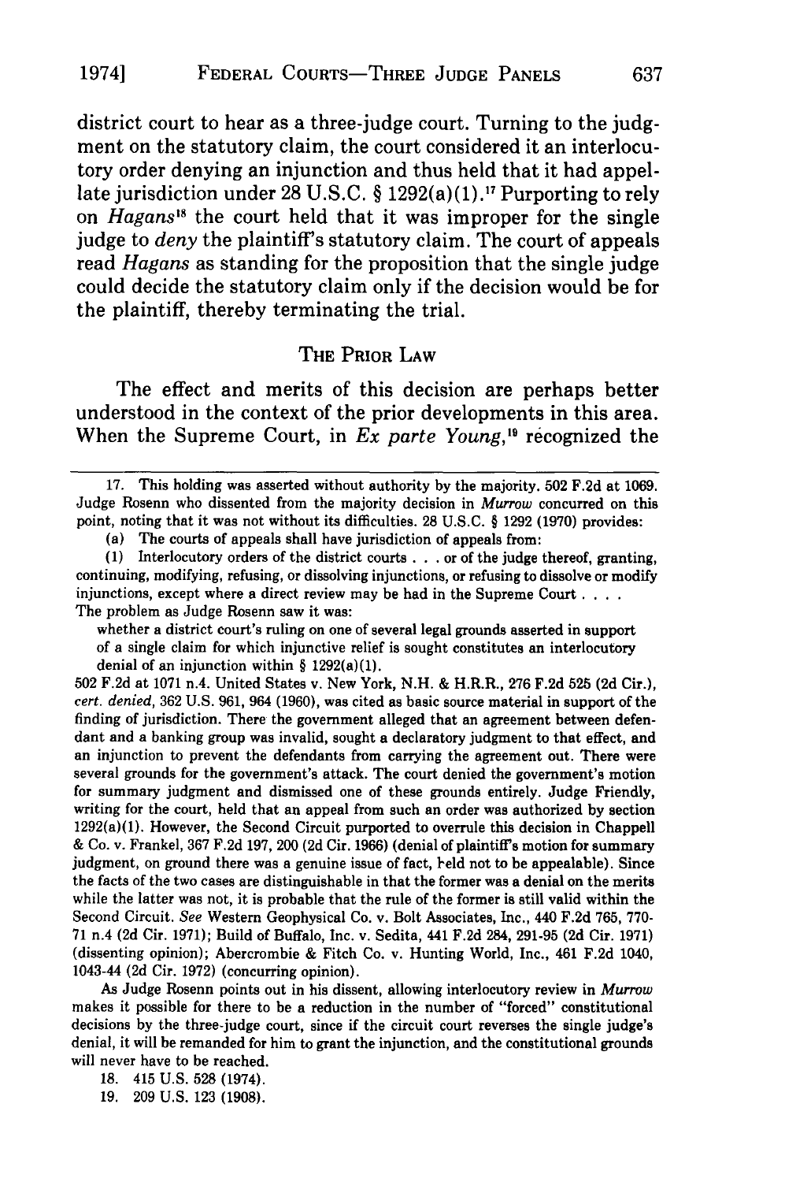district court to hear as a three-judge court. Turning to the judgment on the statutory claim, the court considered it an interlocutory order denying an injunction and thus held that it had appellate jurisdiction under 28 U.S.C. § 1292(a)(1).[17] Purporting to rely on *Hagans*[18] the court held that it was improper for the single judge to *deny* the plaintiff's statutory claim. The court of appeals read *Hagans* as standing for the proposition that the single judge could decide the statutory claim only if the decision would be for the plaintiff, thereby terminating the trial.

## THE PRIOR LAW

The effect and merits of this decision are perhaps better understood in the context of the prior developments in this area. When the Supreme Court, in *Ex parte Young*,[19] recognized the

---

17. This holding was asserted without authority by the majority. 502 F.2d at 1069. Judge Rosenn who dissented from the majority decision in *Murrow* concurred on this point, noting that it was not without its difficulties. 28 U.S.C. § 1292 (1970) provides:

(a) The courts of appeals shall have jurisdiction of appeals from:

(1) Interlocutory orders of the district courts . . . or of the judge thereof, granting, continuing, modifying, refusing, or dissolving injunctions, or refusing to dissolve or modify injunctions, except where a direct review may be had in the Supreme Court . . . .

The problem as Judge Rosenn saw it was:

> whether a district court's ruling on one of several legal grounds asserted in support of a single claim for which injunctive relief is sought constitutes an interlocutory denial of an injunction within § 1292(a)(1).

502 F.2d at 1071 n.4. United States v. New York, N.H. & H.R.R., 276 F.2d 525 (2d Cir.), *cert. denied*, 362 U.S. 961, 964 (1960), was cited as basic source material in support of the finding of jurisdiction. There the government alleged that an agreement between defendant and a banking group was invalid, sought a declaratory judgment to that effect, and an injunction to prevent the defendants from carrying the agreement out. There were several grounds for the government's attack. The court denied the government's motion for summary judgment and dismissed one of these grounds entirely. Judge Friendly, writing for the court, held that an appeal from such an order was authorized by section 1292(a)(1). However, the Second Circuit purported to overrule this decision in Chappell & Co. v. Frankel, 367 F.2d 197, 200 (2d Cir. 1966) (denial of plaintiff's motion for summary judgment, on ground there was a genuine issue of fact, held not to be appealable). Since the facts of the two cases are distinguishable in that the former was a denial on the merits while the latter was not, it is probable that the rule of the former is still valid within the Second Circuit. *See* Western Geophysical Co. v. Bolt Associates, Inc., 440 F.2d 765, 770-71 n.4 (2d Cir. 1971); Build of Buffalo, Inc. v. Sedita, 441 F.2d 284, 291-95 (2d Cir. 1971) (dissenting opinion); Abercrombie & Fitch Co. v. Hunting World, Inc., 461 F.2d 1040, 1043-44 (2d Cir. 1972) (concurring opinion).

As Judge Rosenn points out in his dissent, allowing interlocutory review in *Murrow* makes it possible for there to be a reduction in the number of "forced" constitutional decisions by the three-judge court, since if the circuit court reverses the single judge's denial, it will be remanded for him to grant the injunction, and the constitutional grounds will never have to be reached.

18. 415 U.S. 528 (1974).

19. 209 U.S. 123 (1908).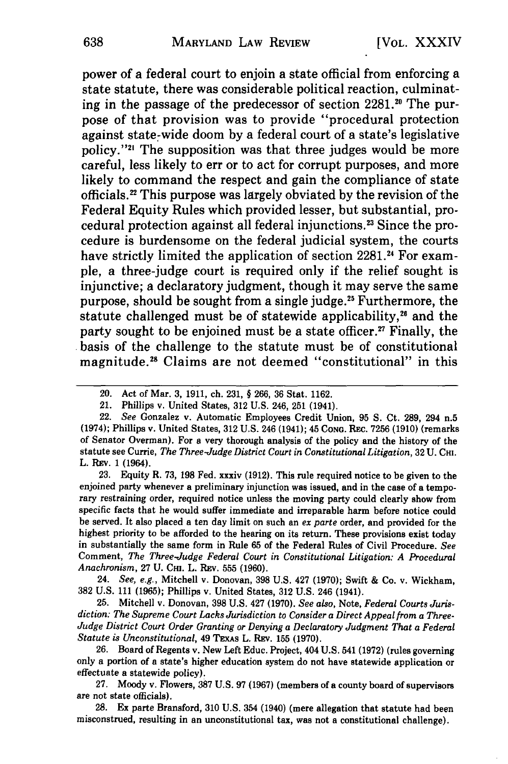power of a federal court to enjoin a state official from enforcing a state statute, there was considerable political reaction, culminating in the passage of the predecessor of section 2281.[20] The purpose of that provision was to provide "procedural protection against state-wide doom by a federal court of a state's legislative policy."[21] The supposition was that three judges would be more careful, less likely to err or to act for corrupt purposes, and more likely to command the respect and gain the compliance of state officials.[22] This purpose was largely obviated by the revision of the Federal Equity Rules which provided lesser, but substantial, procedural protection against all federal injunctions.[23] Since the procedure is burdensome on the federal judicial system, the courts have strictly limited the application of section 2281.[24] For example, a three-judge court is required only if the relief sought is injunctive; a declaratory judgment, though it may serve the same purpose, should be sought from a single judge.[25] Furthermore, the statute challenged must be of statewide applicability,[26] and the party sought to be enjoined must be a state officer.[27] Finally, the basis of the challenge to the statute must be of constitutional magnitude.[28] Claims are not deemed "constitutional" in this

---

20. Act of Mar. 3, 1911, ch. 231, § 266, 36 Stat. 1162.

21. Phillips v. United States, 312 U.S. 246, 251 (1941).

22. *See* Gonzalez v. Automatic Employees Credit Union, 95 S. Ct. 289, 294 n.5 (1974); Phillips v. United States, 312 U.S. 246 (1941); 45 CONG. REC. 7256 (1910) (remarks of Senator Overman). For a very thorough analysis of the policy and the history of the statute see Currie, *The Three-Judge District Court in Constitutional Litigation*, 32 U. CHI. L. REV. 1 (1964).

23. Equity R. 73, 198 Fed. xxxiv (1912). This rule required notice to be given to the enjoined party whenever a preliminary injunction was issued, and in the case of a temporary restraining order, required notice unless the moving party could clearly show from specific facts that he would suffer immediate and irreparable harm before notice could be served. It also placed a ten day limit on such an *ex parte* order, and provided for the highest priority to be afforded to the hearing on its return. These provisions exist today in substantially the same form in Rule 65 of the Federal Rules of Civil Procedure. *See* Comment, *The Three-Judge Federal Court in Constitutional Litigation: A Procedural Anachronism*, 27 U. CHI. L. REV. 555 (1960).

24. *See, e.g.*, Mitchell v. Donovan, 398 U.S. 427 (1970); Swift & Co. v. Wickham, 382 U.S. 111 (1965); Phillips v. United States, 312 U.S. 246 (1941).

25. Mitchell v. Donovan, 398 U.S. 427 (1970). *See also*, Note, *Federal Courts Jurisdiction: The Supreme Court Lacks Jurisdiction to Consider a Direct Appeal from a Three-Judge District Court Order Granting or Denying a Declaratory Judgment That a Federal Statute is Unconstitutional*, 49 TEXAS L. REV. 155 (1970).

26. Board of Regents v. New Left Educ. Project, 404 U.S. 541 (1972) (rules governing only a portion of a state's higher education system do not have statewide application or effectuate a statewide policy).

27. Moody v. Flowers, 387 U.S. 97 (1967) (members of a county board of supervisors are not state officials).

28. Ex parte Bransford, 310 U.S. 354 (1940) (mere allegation that statute had been misconstrued, resulting in an unconstitutional tax, was not a constitutional challenge).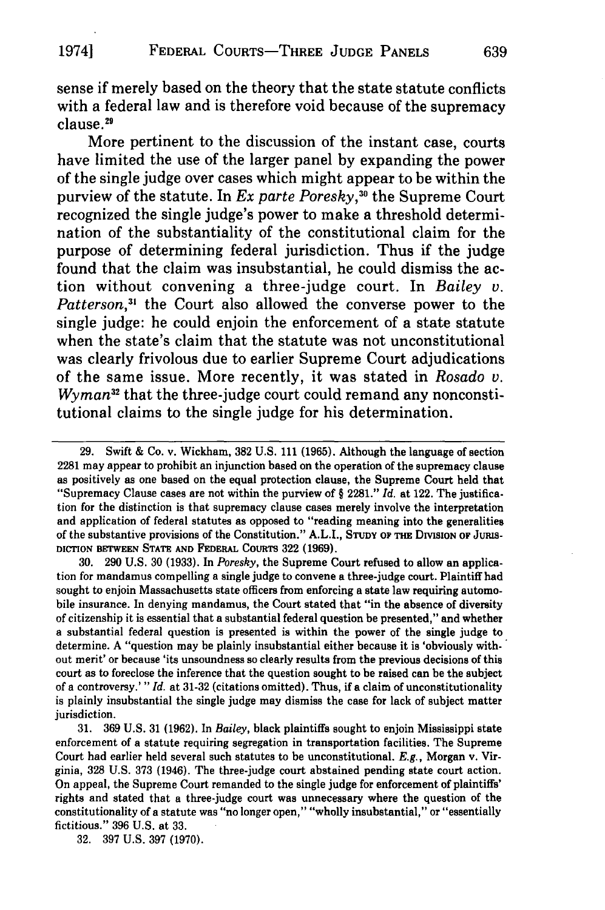sense if merely based on the theory that the state statute conflicts with a federal law and is therefore void because of the supremacy clause.[29]

More pertinent to the discussion of the instant case, courts have limited the use of the larger panel by expanding the power of the single judge over cases which might appear to be within the purview of the statute. In *Ex parte Poresky*,[30] the Supreme Court recognized the single judge's power to make a threshold determination of the substantiality of the constitutional claim for the purpose of determining federal jurisdiction. Thus if the judge found that the claim was insubstantial, he could dismiss the action without convening a three-judge court. In *Bailey v. Patterson*,[31] the Court also allowed the converse power to the single judge: he could enjoin the enforcement of a state statute when the state's claim that the statute was not unconstitutional was clearly frivolous due to earlier Supreme Court adjudications of the same issue. More recently, it was stated in *Rosado v. Wyman*[32] that the three-judge court could remand any nonconstitutional claims to the single judge for his determination.

---

29. Swift & Co. v. Wickham, 382 U.S. 111 (1965). Although the language of section 2281 may appear to prohibit an injunction based on the operation of the supremacy clause as positively as one based on the equal protection clause, the Supreme Court held that "Supremacy Clause cases are not within the purview of § 2281." *Id.* at 122. The justification for the distinction is that supremacy clause cases merely involve the interpretation and application of federal statutes as opposed to "reading meaning into the generalities of the substantive provisions of the Constitution." A.L.I., STUDY OF THE DIVISION OF JURISDICTION BETWEEN STATE AND FEDERAL COURTS 322 (1969).

30. 290 U.S. 30 (1933). In *Poresky*, the Supreme Court refused to allow an application for mandamus compelling a single judge to convene a three-judge court. Plaintiff had sought to enjoin Massachusetts state officers from enforcing a state law requiring automobile insurance. In denying mandamus, the Court stated that "in the absence of diversity of citizenship it is essential that a substantial federal question be presented," and whether a substantial federal question is presented is within the power of the single judge to determine. A "question may be plainly insubstantial either because it is 'obviously without merit' or because 'its unsoundness so clearly results from the previous decisions of this court as to foreclose the inference that the question sought to be raised can be the subject of a controversy.'" *Id.* at 31-32 (citations omitted). Thus, if a claim of unconstitutionality is plainly insubstantial the single judge may dismiss the case for lack of subject matter jurisdiction.

31. 369 U.S. 31 (1962). In *Bailey*, black plaintiffs sought to enjoin Mississippi state enforcement of a statute requiring segregation in transportation facilities. The Supreme Court had earlier held several such statutes to be unconstitutional. *E.g.*, Morgan v. Virginia, 328 U.S. 373 (1946). The three-judge court abstained pending state court action. On appeal, the Supreme Court remanded to the single judge for enforcement of plaintiffs' rights and stated that a three-judge court was unnecessary where the question of the constitutionality of a statute was "no longer open," "wholly insubstantial," or "essentially fictitious." 396 U.S. at 33.

32. 397 U.S. 397 (1970).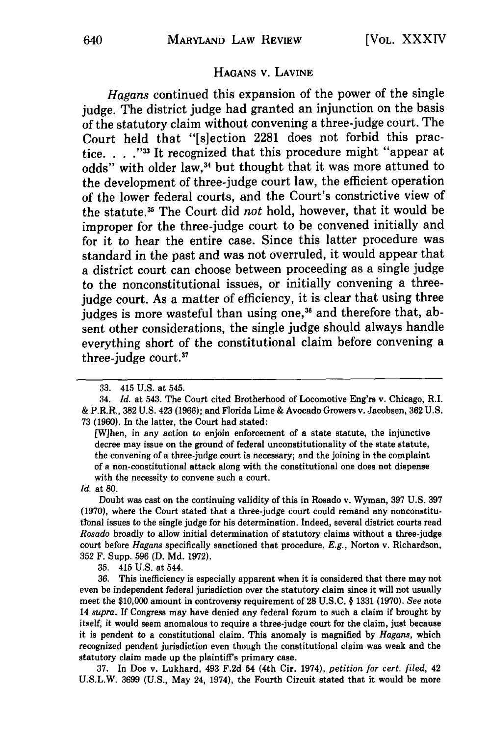## Hagans v. Lavine

*Hagans* continued this expansion of the power of the single judge. The district judge had granted an injunction on the basis of the statutory claim without convening a three-judge court. The Court held that "[s]ection 2281 does not forbid this practice. . . ."[33] It recognized that this procedure might "appear at odds" with older law,[34] but thought that it was more attuned to the development of three-judge court law, the efficient operation of the lower federal courts, and the Court's constrictive view of the statute.[35] The Court did *not* hold, however, that it would be improper for the three-judge court to be convened initially and for it to hear the entire case. Since this latter procedure was standard in the past and was not overruled, it would appear that a district court can choose between proceeding as a single judge to the nonconstitutional issues, or initially convening a three-judge court. As a matter of efficiency, it is clear that using three judges is more wasteful than using one,[36] and therefore that, absent other considerations, the single judge should always handle everything short of the constitutional claim before convening a three-judge court.[37]

---

33. 415 U.S. at 545.

34. *Id.* at 543. The Court cited Brotherhood of Locomotive Eng'rs v. Chicago, R.I. & P.R.R., 382 U.S. 423 (1966); and Florida Lime & Avocado Growers v. Jacobsen, 362 U.S. 73 (1960). In the latter, the Court had stated:

> [W]hen, in any action to enjoin enforcement of a state statute, the injunctive decree may issue on the ground of federal unconstitutionality of the state statute, the convening of a three-judge court is necessary; and the joining in the complaint of a non-constitutional attack along with the constitutional one does not dispense with the necessity to convene such a court.

*Id.* at 80.

Doubt was cast on the continuing validity of this in Rosado v. Wyman, 397 U.S. 397 (1970), where the Court stated that a three-judge court could remand any nonconstitutional issues to the single judge for his determination. Indeed, several district courts read *Rosado* broadly to allow initial determination of statutory claims without a three-judge court before *Hagans* specifically sanctioned that procedure. *E.g.*, Norton v. Richardson, 352 F. Supp. 596 (D. Md. 1972).

35. 415 U.S. at 544.

36. This inefficiency is especially apparent when it is considered that there may not even be independent federal jurisdiction over the statutory claim since it will not usually meet the $10,000 amount in controversy requirement of 28 U.S.C. § 1331 (1970). *See* note 14 *supra*. If Congress may have denied any federal forum to such a claim if brought by itself, it would seem anomalous to require a three-judge court for the claim, just because it is pendent to a constitutional claim. This anomaly is magnified by *Hagans*, which recognized pendent jurisdiction even though the constitutional claim was weak and the statutory claim made up the plaintiff's primary case.

37. In Doe v. Lukhard, 493 F.2d 54 (4th Cir. 1974), *petition for cert. filed*, 42 U.S.L.W. 3699 (U.S., May 24, 1974), the Fourth Circuit stated that it would be more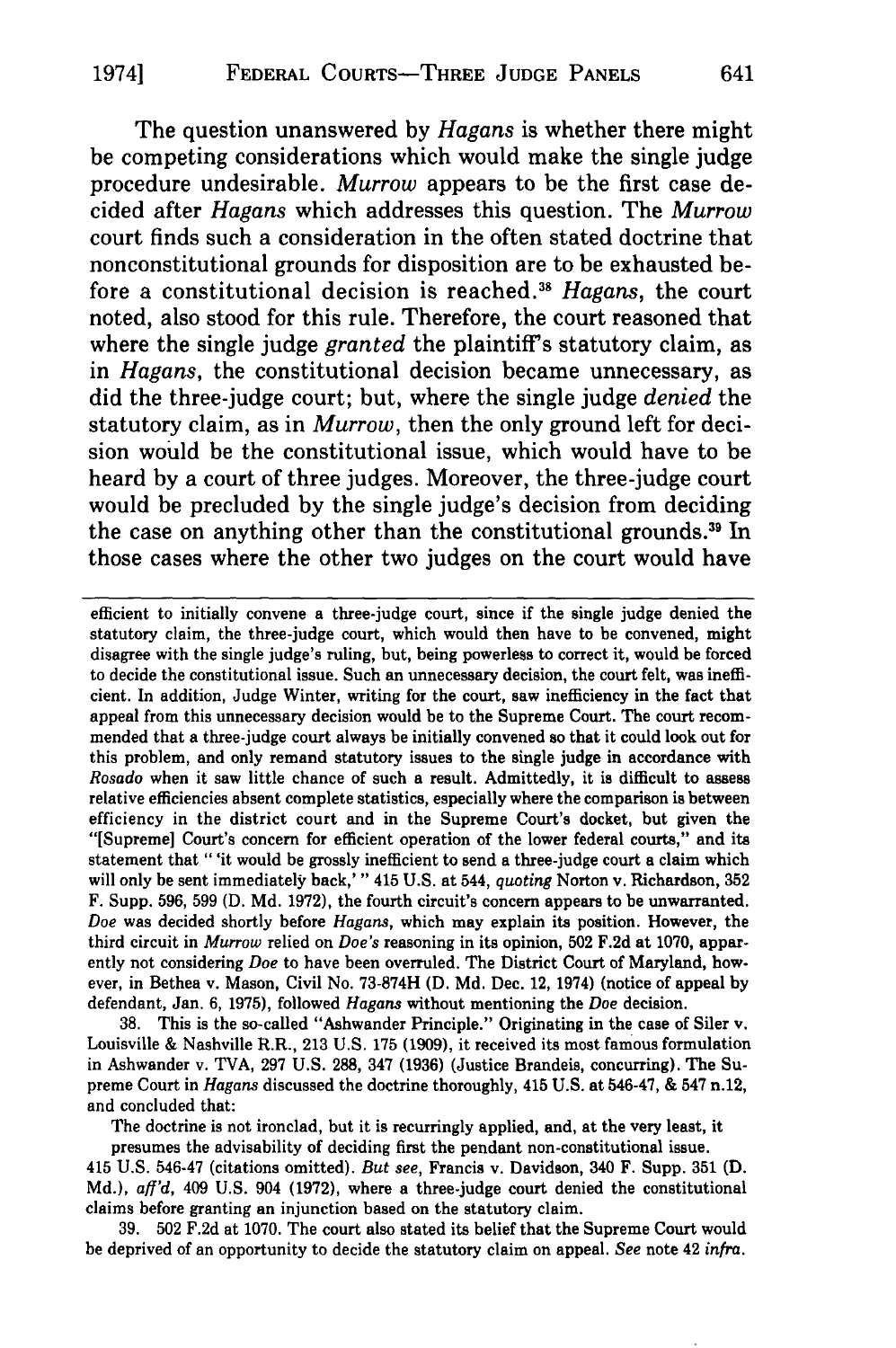The question unanswered by *Hagans* is whether there might be competing considerations which would make the single judge procedure undesirable. *Murrow* appears to be the first case decided after *Hagans* which addresses this question. The *Murrow* court finds such a consideration in the often stated doctrine that nonconstitutional grounds for disposition are to be exhausted before a constitutional decision is reached.[38] *Hagans*, the court noted, also stood for this rule. Therefore, the court reasoned that where the single judge *granted* the plaintiff's statutory claim, as in *Hagans*, the constitutional decision became unnecessary, as did the three-judge court; but, where the single judge *denied* the statutory claim, as in *Murrow*, then the only ground left for decision would be the constitutional issue, which would have to be heard by a court of three judges. Moreover, the three-judge court would be precluded by the single judge's decision from deciding the case on anything other than the constitutional grounds.[39] In those cases where the other two judges on the court would have

---

efficient to initially convene a three-judge court, since if the single judge denied the statutory claim, the three-judge court, which would then have to be convened, might disagree with the single judge's ruling, but, being powerless to correct it, would be forced to decide the constitutional issue. Such an unnecessary decision, the court felt, was inefficient. In addition, Judge Winter, writing for the court, saw inefficiency in the fact that appeal from this unnecessary decision would be to the Supreme Court. The court recommended that a three-judge court always be initially convened so that it could look out for this problem, and only remand statutory issues to the single judge in accordance with *Rosado* when it saw little chance of such a result. Admittedly, it is difficult to assess relative efficiencies absent complete statistics, especially where the comparison is between efficiency in the district court and in the Supreme Court's docket, but given the "[Supreme] Court's concern for efficient operation of the lower federal courts," and its statement that " 'it would be grossly inefficient to send a three-judge court a claim which will only be sent immediately back,' " 415 U.S. at 544, *quoting* Norton v. Richardson, 352 F. Supp. 596, 599 (D. Md. 1972), the fourth circuit's concern appears to be unwarranted. *Doe* was decided shortly before *Hagans*, which may explain its position. However, the third circuit in *Murrow* relied on *Doe's* reasoning in its opinion, 502 F.2d at 1070, apparently not considering *Doe* to have been overruled. The District Court of Maryland, however, in Bethea v. Mason, Civil No. 73-874H (D. Md. Dec. 12, 1974) (notice of appeal by defendant, Jan. 6, 1975), followed *Hagans* without mentioning the *Doe* decision.

38. This is the so-called "Ashwander Principle." Originating in the case of Siler v. Louisville & Nashville R.R., 213 U.S. 175 (1909), it received its most famous formulation in Ashwander v. TVA, 297 U.S. 288, 347 (1936) (Justice Brandeis, concurring). The Supreme Court in *Hagans* discussed the doctrine thoroughly, 415 U.S. at 546-47, & 547 n.12, and concluded that:

> The doctrine is not ironclad, but it is recurringly applied, and, at the very least, it presumes the advisability of deciding first the pendant non-constitutional issue.

415 U.S. 546-47 (citations omitted). *But see*, Francis v. Davidson, 340 F. Supp. 351 (D. Md.), *aff'd*, 409 U.S. 904 (1972), where a three-judge court denied the constitutional claims before granting an injunction based on the statutory claim.

39. 502 F.2d at 1070. The court also stated its belief that the Supreme Court would be deprived of an opportunity to decide the statutory claim on appeal. *See* note 42 *infra*.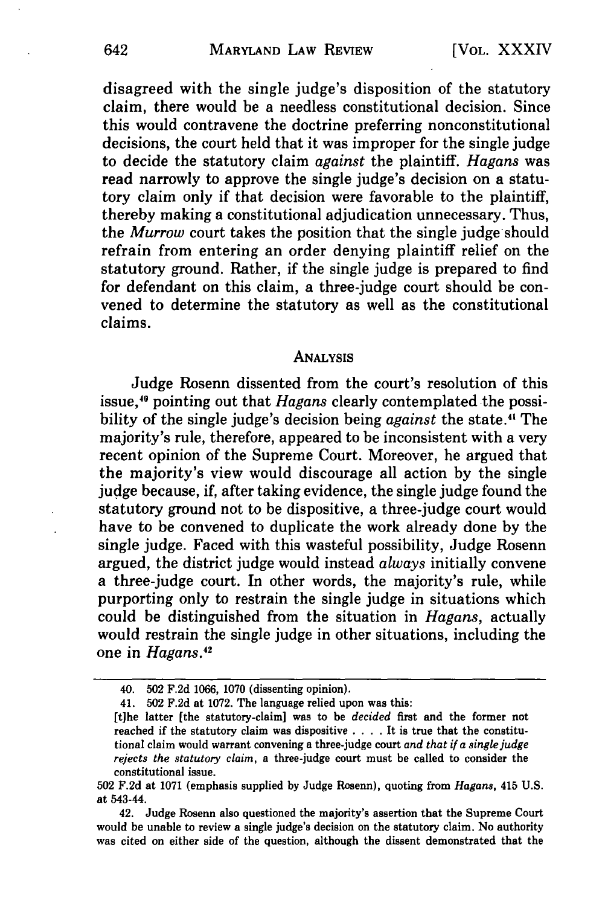disagreed with the single judge's disposition of the statutory claim, there would be a needless constitutional decision. Since this would contravene the doctrine preferring nonconstitutional decisions, the court held that it was improper for the single judge to decide the statutory claim *against* the plaintiff. *Hagans* was read narrowly to approve the single judge's decision on a statutory claim only if that decision were favorable to the plaintiff, thereby making a constitutional adjudication unnecessary. Thus, the *Murrow* court takes the position that the single judge should refrain from entering an order denying plaintiff relief on the statutory ground. Rather, if the single judge is prepared to find for defendant on this claim, a three-judge court should be convened to determine the statutory as well as the constitutional claims.

## ANALYSIS

Judge Rosenn dissented from the court's resolution of this issue,[40] pointing out that *Hagans* clearly contemplated the possibility of the single judge's decision being *against* the state.[41] The majority's rule, therefore, appeared to be inconsistent with a very recent opinion of the Supreme Court. Moreover, he argued that the majority's view would discourage all action by the single judge because, if, after taking evidence, the single judge found the statutory ground not to be dispositive, a three-judge court would have to be convened to duplicate the work already done by the single judge. Faced with this wasteful possibility, Judge Rosenn argued, the district judge would instead *always* initially convene a three-judge court. In other words, the majority's rule, while purporting only to restrain the single judge in situations which could be distinguished from the situation in *Hagans*, actually would restrain the single judge in other situations, including the one in *Hagans*.[42]

---

40. 502 F.2d 1066, 1070 (dissenting opinion).

41. 502 F.2d at 1072. The language relied upon was this:

[t]he latter [the statutory-claim] was to be *decided* first and the former not reached if the statutory claim was dispositive . . . . It is true that the constitutional claim would warrant convening a three-judge court *and that if a single judge rejects the statutory claim*, a three-judge court must be called to consider the constitutional issue.

502 F.2d at 1071 (emphasis supplied by Judge Rosenn), quoting from *Hagans*, 415 U.S. at 543-44.

42. Judge Rosenn also questioned the majority's assertion that the Supreme Court would be unable to review a single judge's decision on the statutory claim. No authority was cited on either side of the question, although the dissent demonstrated that the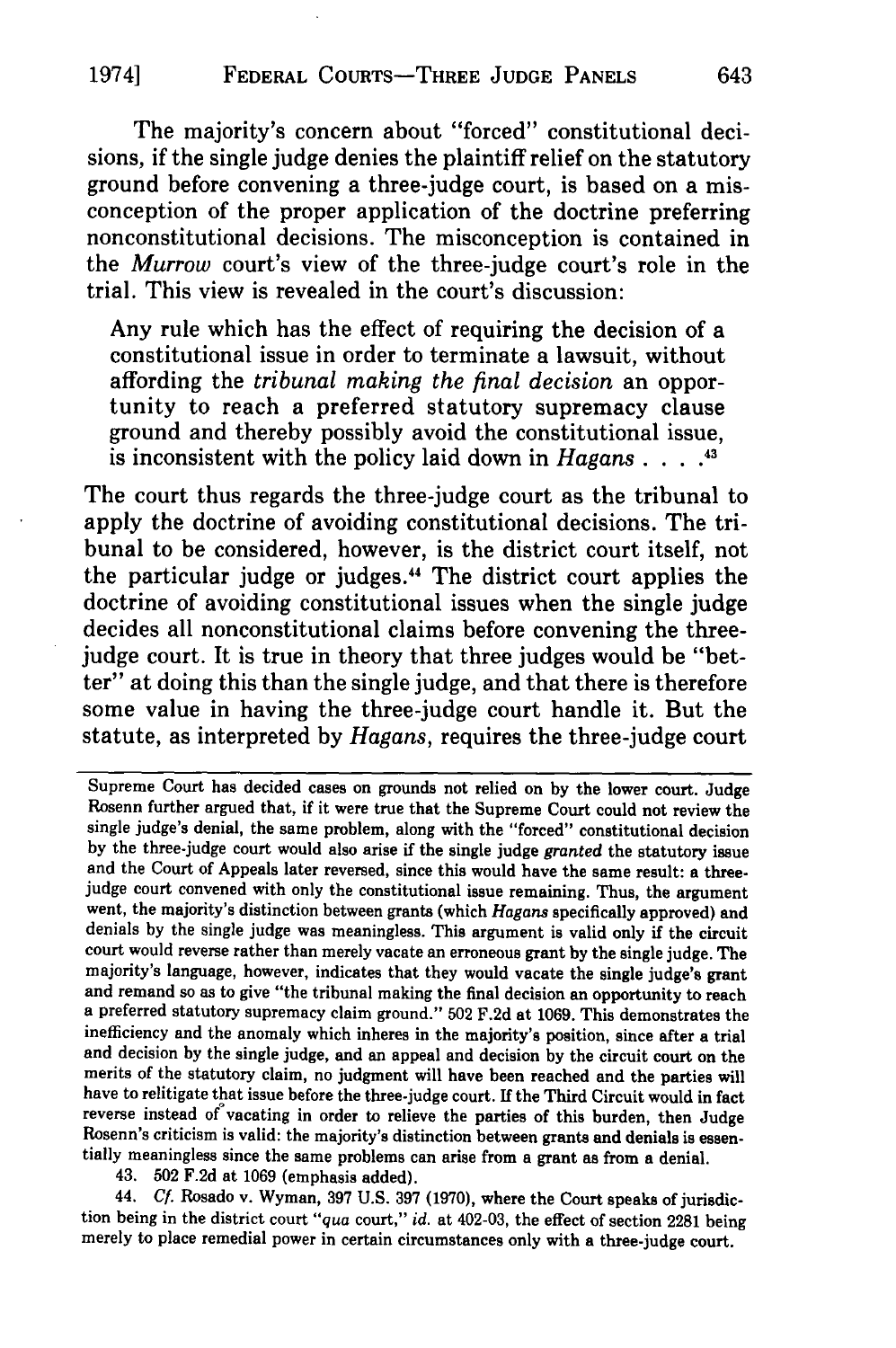The majority's concern about "forced" constitutional decisions, if the single judge denies the plaintiff relief on the statutory ground before convening a three-judge court, is based on a misconception of the proper application of the doctrine preferring nonconstitutional decisions. The misconception is contained in the *Murrow* court's view of the three-judge court's role in the trial. This view is revealed in the court's discussion:

> Any rule which has the effect of requiring the decision of a constitutional issue in order to terminate a lawsuit, without affording the *tribunal making the final decision* an opportunity to reach a preferred statutory supremacy clause ground and thereby possibly avoid the constitutional issue, is inconsistent with the policy laid down in *Hagans* . . . .[43]

The court thus regards the three-judge court as the tribunal to apply the doctrine of avoiding constitutional decisions. The tribunal to be considered, however, is the district court itself, not the particular judge or judges.[44] The district court applies the doctrine of avoiding constitutional issues when the single judge decides all nonconstitutional claims before convening the three-judge court. It is true in theory that three judges would be "better" at doing this than the single judge, and that there is therefore some value in having the three-judge court handle it. But the statute, as interpreted by *Hagans*, requires the three-judge court

---

Supreme Court has decided cases on grounds not relied on by the lower court. Judge Rosenn further argued that, if it were true that the Supreme Court could not review the single judge's denial, the same problem, along with the "forced" constitutional decision by the three-judge court would also arise if the single judge *granted* the statutory issue and the Court of Appeals later reversed, since this would have the same result: a three-judge court convened with only the constitutional issue remaining. Thus, the argument went, the majority's distinction between grants (which *Hagans* specifically approved) and denials by the single judge was meaningless. This argument is valid only if the circuit court would reverse rather than merely vacate an erroneous grant by the single judge. The majority's language, however, indicates that they would vacate the single judge's grant and remand so as to give "the tribunal making the final decision an opportunity to reach a preferred statutory supremacy claim ground." 502 F.2d at 1069. This demonstrates the inefficiency and the anomaly which inheres in the majority's position, since after a trial and decision by the single judge, and an appeal and decision by the circuit court on the merits of the statutory claim, no judgment will have been reached and the parties will have to relitigate that issue before the three-judge court. If the Third Circuit would in fact reverse instead of vacating in order to relieve the parties of this burden, then Judge Rosenn's criticism is valid: the majority's distinction between grants and denials is essentially meaningless since the same problems can arise from a grant as from a denial.

43. 502 F.2d at 1069 (emphasis added).

44. *Cf.* Rosado v. Wyman, 397 U.S. 397 (1970), where the Court speaks of jurisdiction being in the district court "*qua* court," *id.* at 402-03, the effect of section 2281 being merely to place remedial power in certain circumstances only with a three-judge court.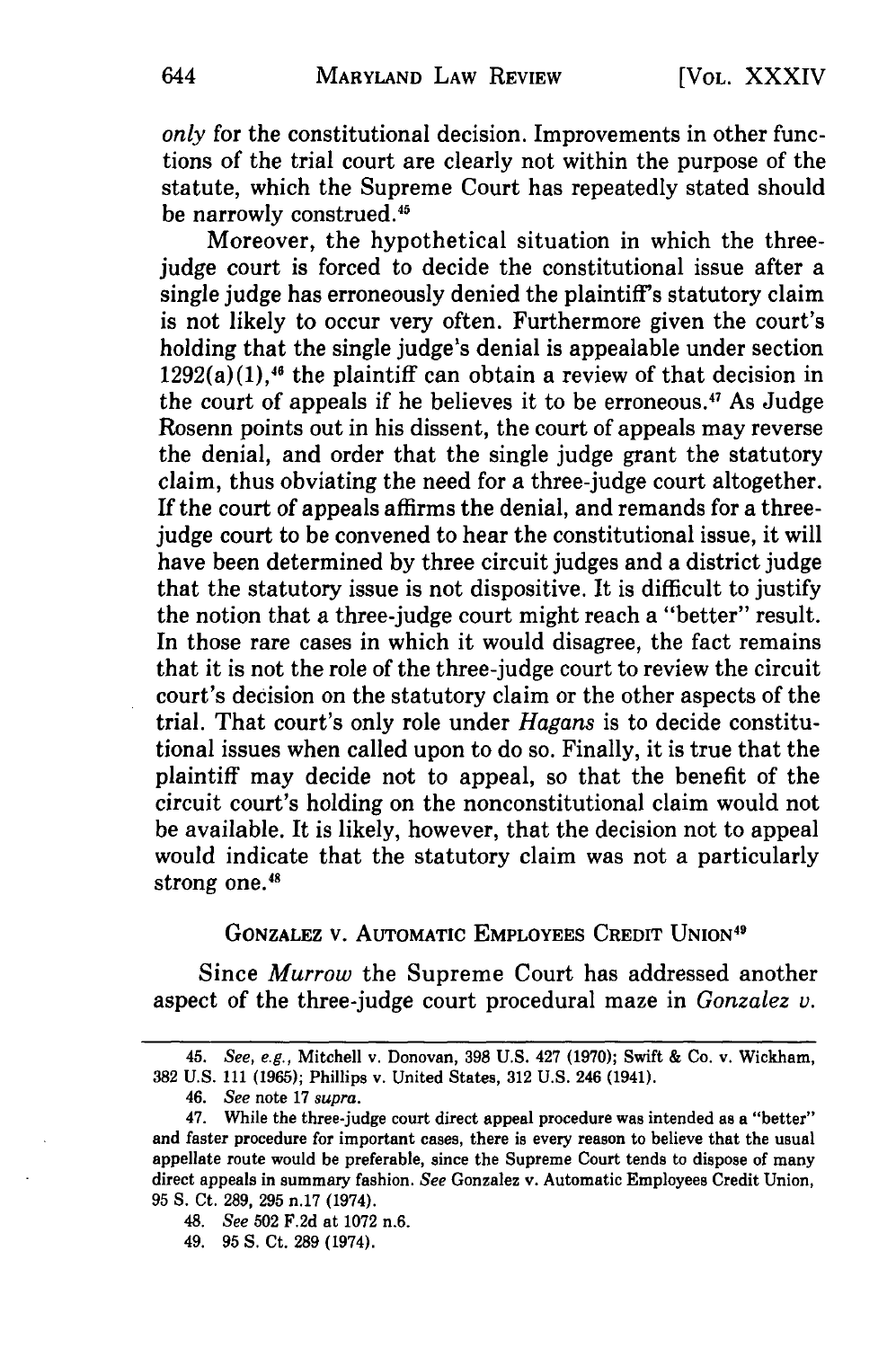*only* for the constitutional decision. Improvements in other functions of the trial court are clearly not within the purpose of the statute, which the Supreme Court has repeatedly stated should be narrowly construed.[45]

Moreover, the hypothetical situation in which the three-judge court is forced to decide the constitutional issue after a single judge has erroneously denied the plaintiff's statutory claim is not likely to occur very often. Furthermore given the court's holding that the single judge's denial is appealable under section 1292(a)(1),[46] the plaintiff can obtain a review of that decision in the court of appeals if he believes it to be erroneous.[47] As Judge Rosenn points out in his dissent, the court of appeals may reverse the denial, and order that the single judge grant the statutory claim, thus obviating the need for a three-judge court altogether. If the court of appeals affirms the denial, and remands for a three-judge court to be convened to hear the constitutional issue, it will have been determined by three circuit judges and a district judge that the statutory issue is not dispositive. It is difficult to justify the notion that a three-judge court might reach a "better" result. In those rare cases in which it would disagree, the fact remains that it is not the role of the three-judge court to review the circuit court's decision on the statutory claim or the other aspects of the trial. That court's only role under *Hagans* is to decide constitutional issues when called upon to do so. Finally, it is true that the plaintiff may decide not to appeal, so that the benefit of the circuit court's holding on the nonconstitutional claim would not be available. It is likely, however, that the decision not to appeal would indicate that the statutory claim was not a particularly strong one.[48]

## GONZALEZ V. AUTOMATIC EMPLOYEES CREDIT UNION[49]

Since *Murrow* the Supreme Court has addressed another aspect of the three-judge court procedural maze in *Gonzalez v.*

---

45. *See, e.g.*, Mitchell v. Donovan, 398 U.S. 427 (1970); Swift & Co. v. Wickham, 382 U.S. 111 (1965); Phillips v. United States, 312 U.S. 246 (1941).

46. *See* note 17 *supra*.

47. While the three-judge court direct appeal procedure was intended as a "better" and faster procedure for important cases, there is every reason to believe that the usual appellate route would be preferable, since the Supreme Court tends to dispose of many direct appeals in summary fashion. *See* Gonzalez v. Automatic Employees Credit Union, 95 S. Ct. 289, 295 n.17 (1974).

48. *See* 502 F.2d at 1072 n.6.

49. 95 S. Ct. 289 (1974).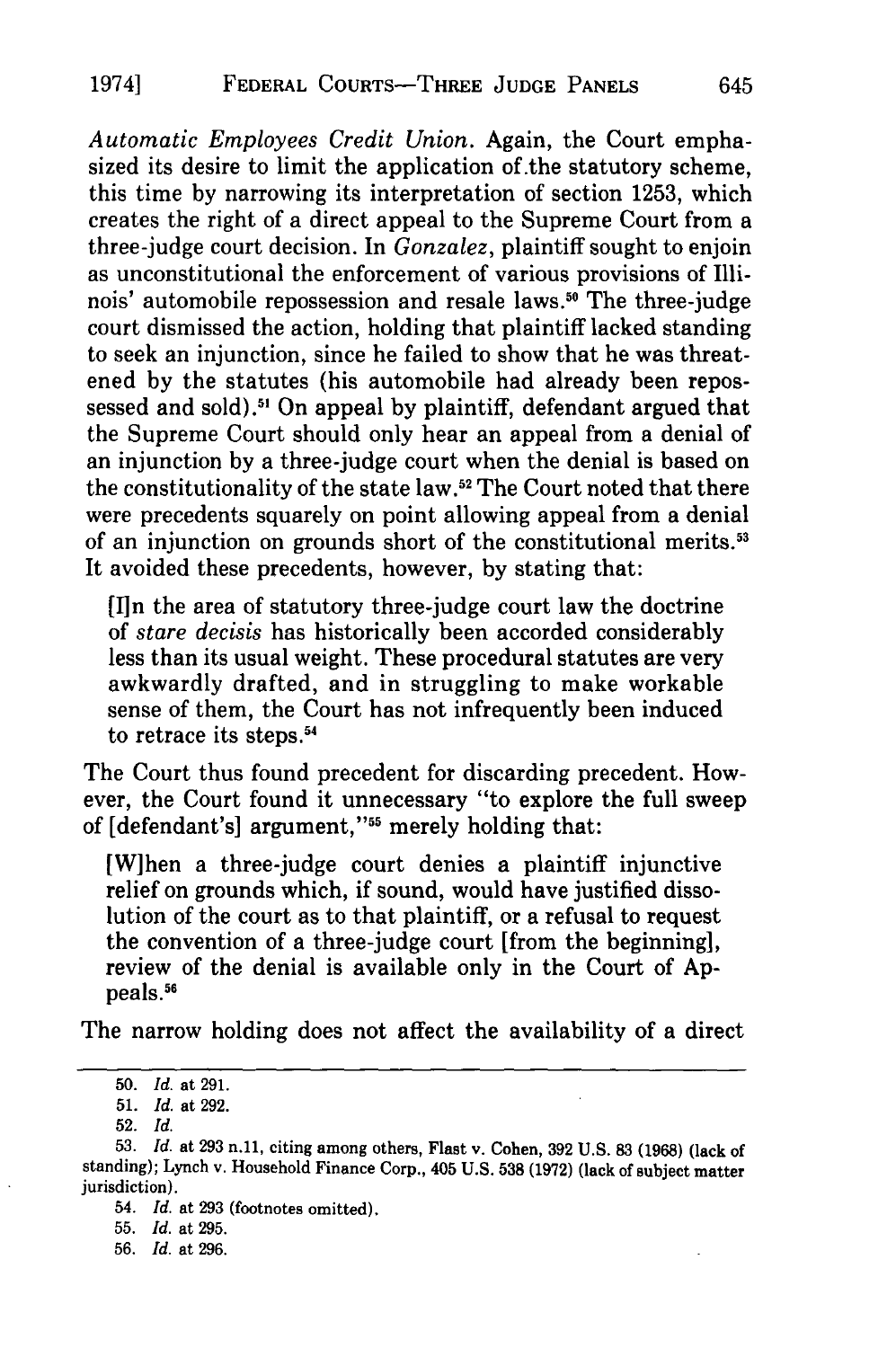*Automatic Employees Credit Union*. Again, the Court emphasized its desire to limit the application of the statutory scheme, this time by narrowing its interpretation of section 1253, which creates the right of a direct appeal to the Supreme Court from a three-judge court decision. In *Gonzalez*, plaintiff sought to enjoin as unconstitutional the enforcement of various provisions of Illinois' automobile repossession and resale laws.[50] The three-judge court dismissed the action, holding that plaintiff lacked standing to seek an injunction, since he failed to show that he was threatened by the statutes (his automobile had already been repossessed and sold).[51] On appeal by plaintiff, defendant argued that the Supreme Court should only hear an appeal from a denial of an injunction by a three-judge court when the denial is based on the constitutionality of the state law.[52] The Court noted that there were precedents squarely on point allowing appeal from a denial of an injunction on grounds short of the constitutional merits.[53] It avoided these precedents, however, by stating that:

> [I]n the area of statutory three-judge court law the doctrine of *stare decisis* has historically been accorded considerably less than its usual weight. These procedural statutes are very awkwardly drafted, and in struggling to make workable sense of them, the Court has not infrequently been induced to retrace its steps.[54]

The Court thus found precedent for discarding precedent. However, the Court found it unnecessary "to explore the full sweep of [defendant's] argument,"[55] merely holding that:

> [W]hen a three-judge court denies a plaintiff injunctive relief on grounds which, if sound, would have justified dissolution of the court as to that plaintiff, or a refusal to request the convention of a three-judge court [from the beginning], review of the denial is available only in the Court of Appeals.[56]

The narrow holding does not affect the availability of a direct

---

50. *Id.* at 291.

51. *Id.* at 292.

52. *Id.*

53. *Id.* at 293 n.11, citing among others, Flast v. Cohen, 392 U.S. 83 (1968) (lack of standing); Lynch v. Household Finance Corp., 405 U.S. 538 (1972) (lack of subject matter jurisdiction).

54. *Id.* at 293 (footnotes omitted).

55. *Id.* at 295.

56. *Id.* at 296.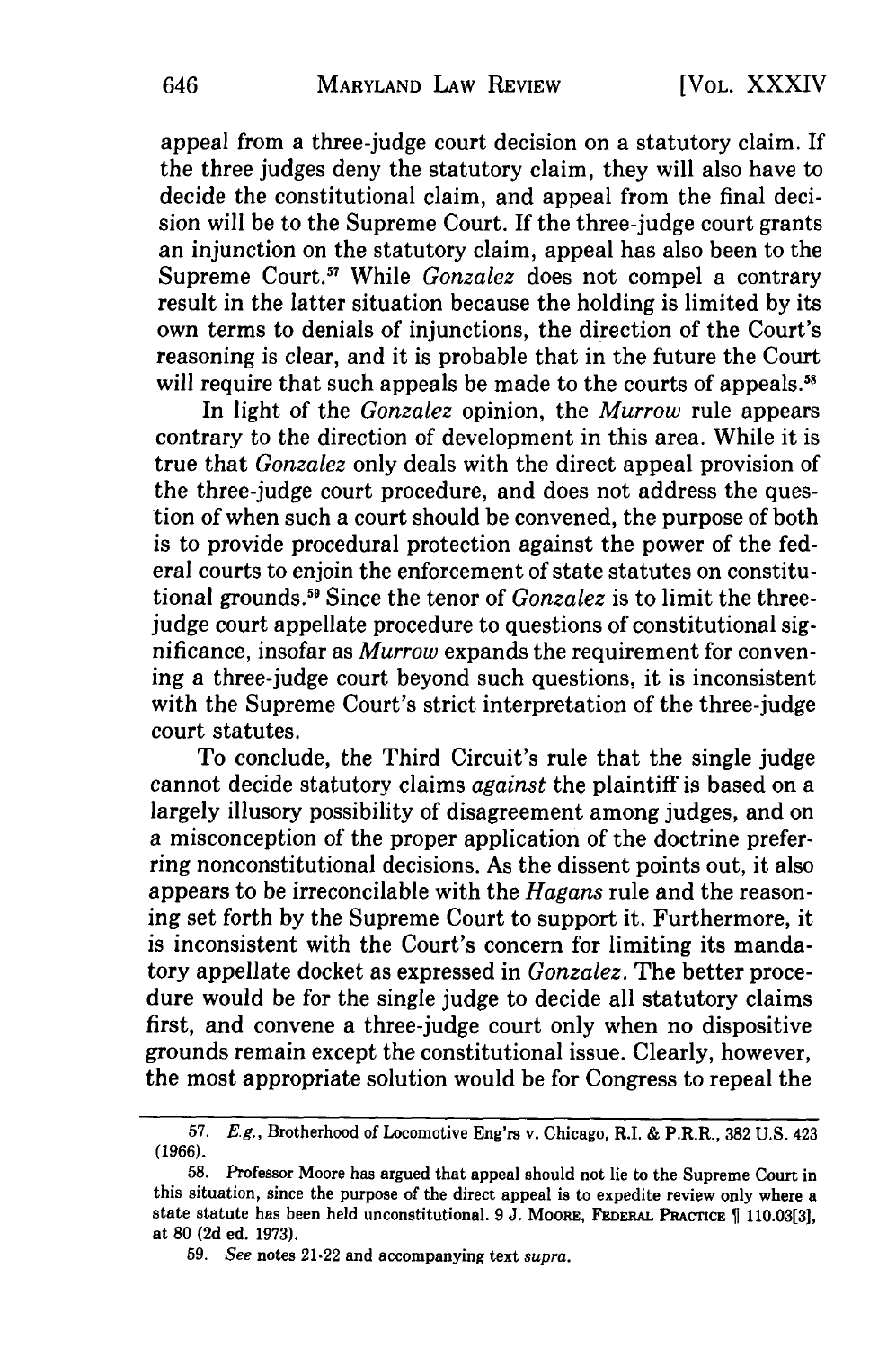appeal from a three-judge court decision on a statutory claim. If the three judges deny the statutory claim, they will also have to decide the constitutional claim, and appeal from the final decision will be to the Supreme Court. If the three-judge court grants an injunction on the statutory claim, appeal has also been to the Supreme Court.[57] While *Gonzalez* does not compel a contrary result in the latter situation because the holding is limited by its own terms to denials of injunctions, the direction of the Court's reasoning is clear, and it is probable that in the future the Court will require that such appeals be made to the courts of appeals.[58]

In light of the *Gonzalez* opinion, the *Murrow* rule appears contrary to the direction of development in this area. While it is true that *Gonzalez* only deals with the direct appeal provision of the three-judge court procedure, and does not address the question of when such a court should be convened, the purpose of both is to provide procedural protection against the power of the federal courts to enjoin the enforcement of state statutes on constitutional grounds.[59] Since the tenor of *Gonzalez* is to limit the three-judge court appellate procedure to questions of constitutional significance, insofar as *Murrow* expands the requirement for convening a three-judge court beyond such questions, it is inconsistent with the Supreme Court's strict interpretation of the three-judge court statutes.

To conclude, the Third Circuit's rule that the single judge cannot decide statutory claims *against* the plaintiff is based on a largely illusory possibility of disagreement among judges, and on a misconception of the proper application of the doctrine preferring nonconstitutional decisions. As the dissent points out, it also appears to be irreconcilable with the *Hagans* rule and the reasoning set forth by the Supreme Court to support it. Furthermore, it is inconsistent with the Court's concern for limiting its mandatory appellate docket as expressed in *Gonzalez*. The better procedure would be for the single judge to decide all statutory claims first, and convene a three-judge court only when no dispositive grounds remain except the constitutional issue. Clearly, however, the most appropriate solution would be for Congress to repeal the

---

57. *E.g.*, Brotherhood of Locomotive Eng'rs v. Chicago, R.I. & P.R.R., 382 U.S. 423 (1966).

58. Professor Moore has argued that appeal should not lie to the Supreme Court in this situation, since the purpose of the direct appeal is to expedite review only where a state statute has been held unconstitutional. 9 J. MOORE, FEDERAL PRACTICE ¶ 110.03[3], at 80 (2d ed. 1973).

59. *See* notes 21-22 and accompanying text *supra*.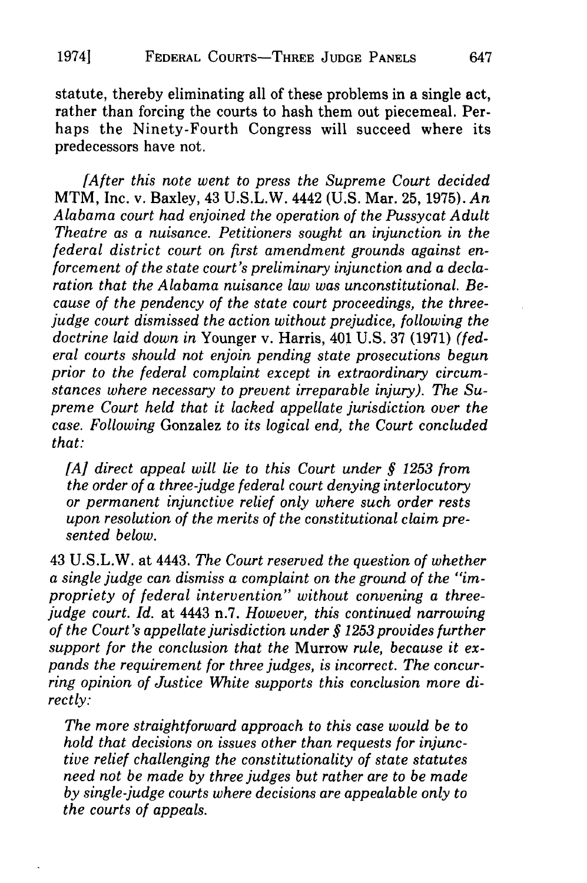statute, thereby eliminating all of these problems in a single act, rather than forcing the courts to hash them out piecemeal. Perhaps the Ninety-Fourth Congress will succeed where its predecessors have not.

*[After this note went to press the Supreme Court decided* MTM, Inc. v. Baxley, 43 U.S.L.W. 4442 (U.S. Mar. 25, 1975). *An Alabama court had enjoined the operation of the Pussycat Adult Theatre as a nuisance. Petitioners sought an injunction in the federal district court on first amendment grounds against enforcement of the state court's preliminary injunction and a declaration that the Alabama nuisance law was unconstitutional. Because of the pendency of the state court proceedings, the three-judge court dismissed the action without prejudice, following the doctrine laid down in* Younger v. Harris, 401 U.S. 37 (1971) *(federal courts should not enjoin pending state prosecutions begun prior to the federal complaint except in extraordinary circumstances where necessary to prevent irreparable injury). The Supreme Court held that it lacked appellate jurisdiction over the case. Following* Gonzalez *to its logical end, the Court concluded that:*

> *[A] direct appeal will lie to this Court under § 1253 from the order of a three-judge federal court denying interlocutory or permanent injunctive relief only where such order rests upon resolution of the merits of the constitutional claim presented below.*

43 U.S.L.W. at 4443. *The Court reserved the question of whether a single judge can dismiss a complaint on the ground of the "impropriety of federal intervention" without convening a three-judge court. Id.* at 4443 n.7. *However, this continued narrowing of the Court's appellate jurisdiction under § 1253 provides further support for the conclusion that the* Murrow *rule, because it expands the requirement for three judges, is incorrect. The concurring opinion of Justice White supports this conclusion more directly:*

> *The more straightforward approach to this case would be to hold that decisions on issues other than requests for injunctive relief challenging the constitutionality of state statutes need not be made by three judges but rather are to be made by single-judge courts where decisions are appealable only to the courts of appeals.*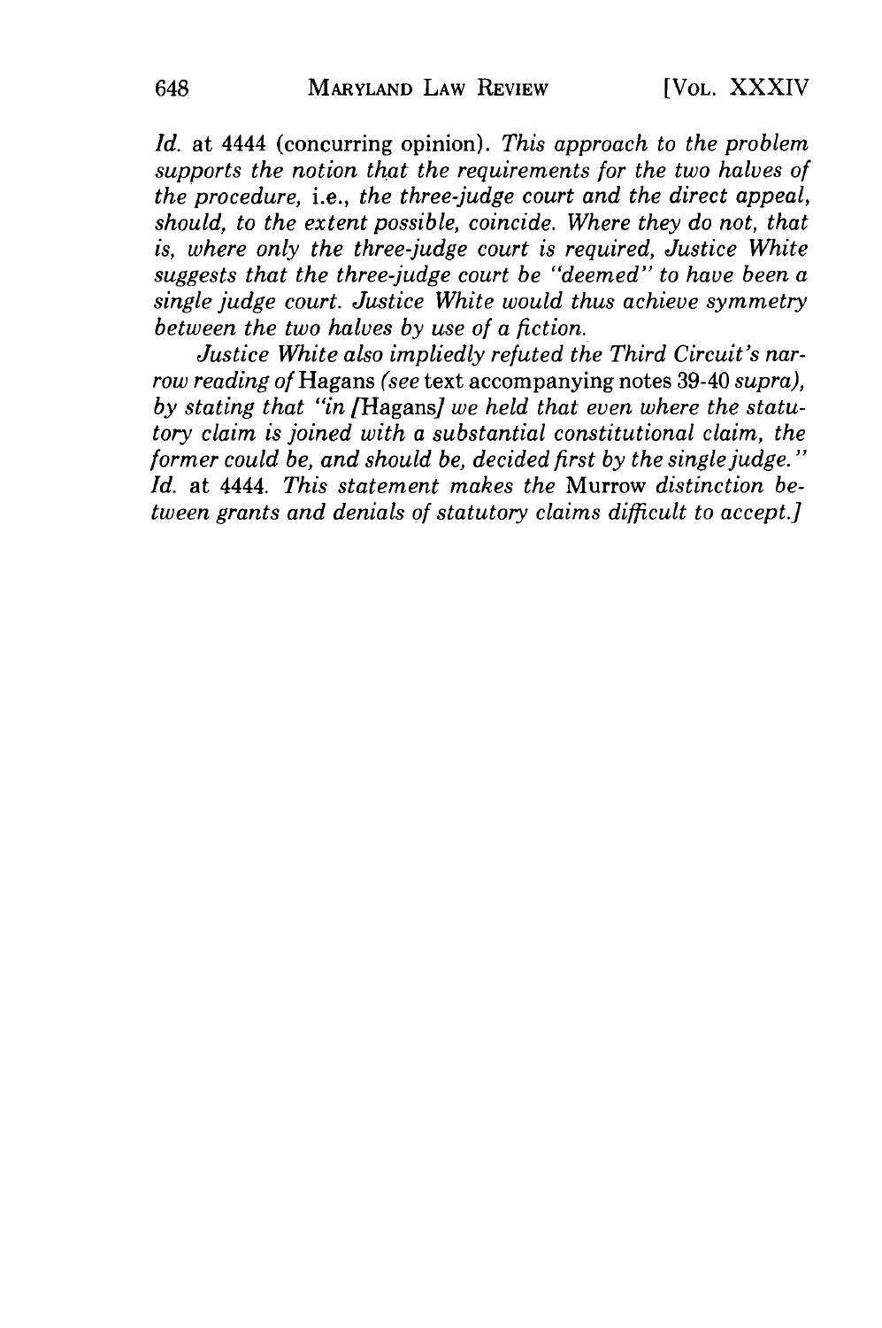*Id.* at 4444 (concurring opinion). *This approach to the problem supports the notion that the requirements for the two halves of the procedure,* i.e., *the three-judge court and the direct appeal, should, to the extent possible, coincide. Where they do not, that is, where only the three-judge court is required, Justice White suggests that the three-judge court be "deemed" to have been a single judge court. Justice White would thus achieve symmetry between the two halves by use of a fiction.*

*Justice White also impliedly refuted the Third Circuit's narrow reading of* Hagans *(see* text accompanying notes 39-40 *supra), by stating that "in [*Hagans*] we held that even where the statutory claim is joined with a substantial constitutional claim, the former could be, and should be, decided first by the single judge."* *Id.* at 4444. *This statement makes the* Murrow *distinction between grants and denials of statutory claims difficult to accept.]*